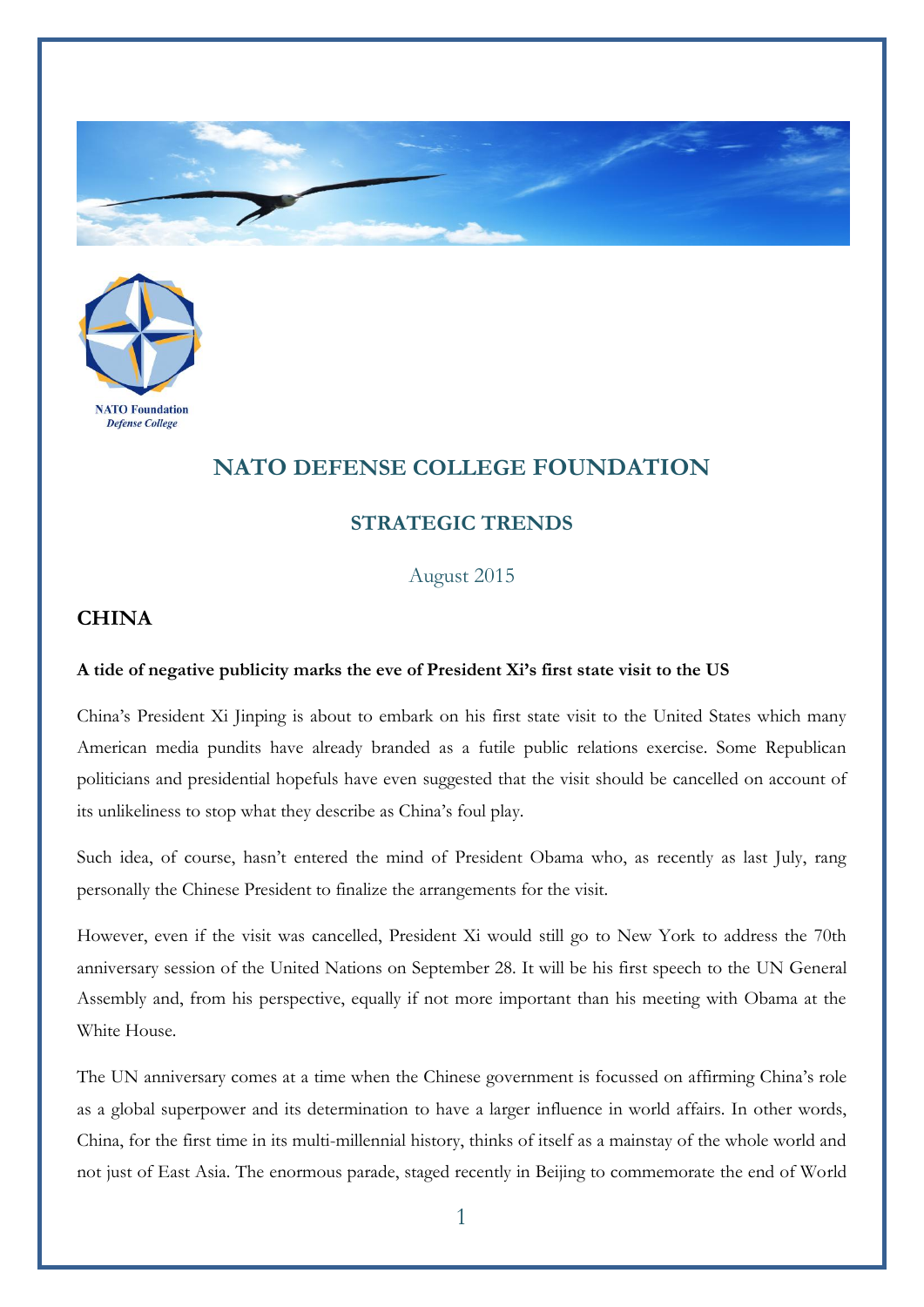NATO Foundation
*Defense College*

# NATO DEFENSE COLLEGE FOUNDATION

## STRATEGIC TRENDS

August 2015

### CHINA

**A tide of negative publicity marks the eve of President Xi's first state visit to the US**

China's President Xi Jinping is about to embark on his first state visit to the United States which many American media pundits have already branded as a futile public relations exercise. Some Republican politicians and presidential hopefuls have even suggested that the visit should be cancelled on account of its unlikeliness to stop what they describe as China's foul play.

Such idea, of course, hasn't entered the mind of President Obama who, as recently as last July, rang personally the Chinese President to finalize the arrangements for the visit.

However, even if the visit was cancelled, President Xi would still go to New York to address the 70th anniversary session of the United Nations on September 28. It will be his first speech to the UN General Assembly and, from his perspective, equally if not more important than his meeting with Obama at the White House.

The UN anniversary comes at a time when the Chinese government is focussed on affirming China's role as a global superpower and its determination to have a larger influence in world affairs. In other words, China, for the first time in its multi-millennial history, thinks of itself as a mainstay of the whole world and not just of East Asia. The enormous parade, staged recently in Beijing to commemorate the end of World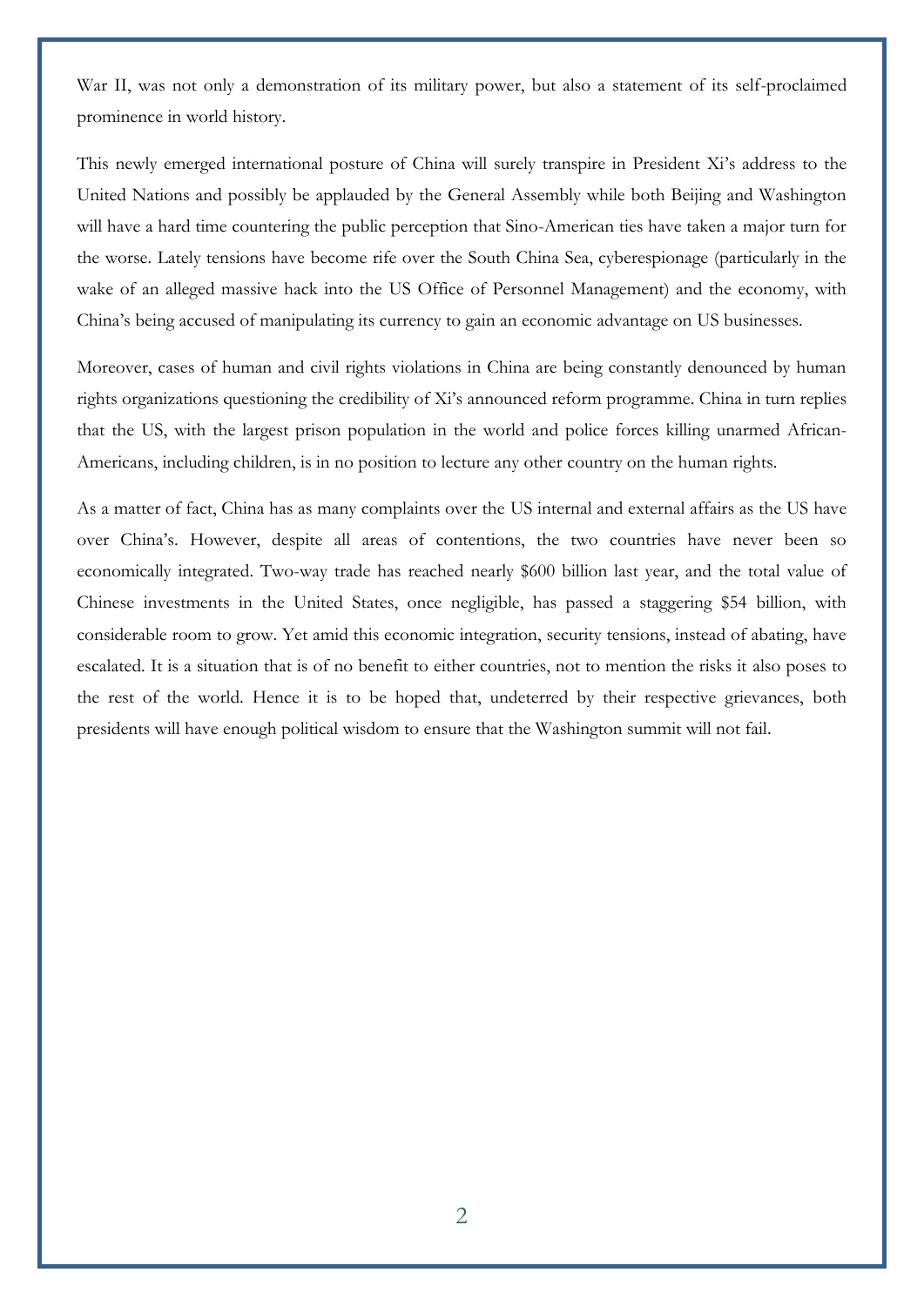War II, was not only a demonstration of its military power, but also a statement of its self-proclaimed prominence in world history.

This newly emerged international posture of China will surely transpire in President Xi's address to the United Nations and possibly be applauded by the General Assembly while both Beijing and Washington will have a hard time countering the public perception that Sino-American ties have taken a major turn for the worse. Lately tensions have become rife over the South China Sea, cyberespionage (particularly in the wake of an alleged massive hack into the US Office of Personnel Management) and the economy, with China's being accused of manipulating its currency to gain an economic advantage on US businesses.

Moreover, cases of human and civil rights violations in China are being constantly denounced by human rights organizations questioning the credibility of Xi's announced reform programme. China in turn replies that the US, with the largest prison population in the world and police forces killing unarmed African-Americans, including children, is in no position to lecture any other country on the human rights.

As a matter of fact, China has as many complaints over the US internal and external affairs as the US have over China's. However, despite all areas of contentions, the two countries have never been so economically integrated. Two-way trade has reached nearly $600 billion last year, and the total value of Chinese investments in the United States, once negligible, has passed a staggering $54 billion, with considerable room to grow. Yet amid this economic integration, security tensions, instead of abating, have escalated. It is a situation that is of no benefit to either countries, not to mention the risks it also poses to the rest of the world. Hence it is to be hoped that, undeterred by their respective grievances, both presidents will have enough political wisdom to ensure that the Washington summit will not fail.